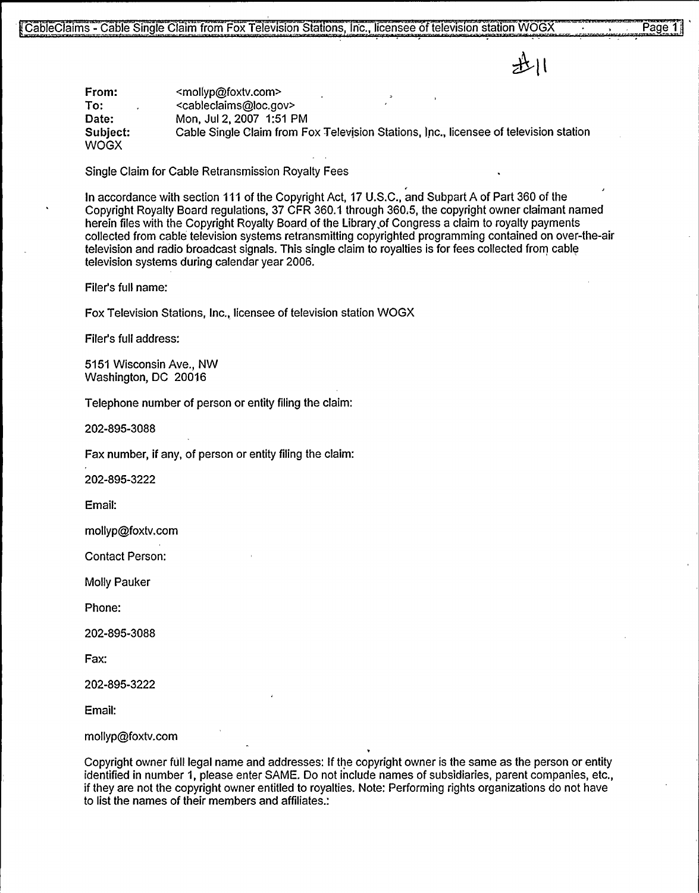#11

**From:** <mollyp@foxtv.com>
**To:** <cableclaims@loc.gov>
**Date:** Mon, Jul 2, 2007 1:51 PM
**Subject:** Cable Single Claim from Fox Television Stations, Inc., licensee of television station WOGX

Single Claim for Cable Retransmission Royalty Fees

In accordance with section 111 of the Copyright Act, 17 U.S.C., and Subpart A of Part 360 of the Copyright Royalty Board regulations, 37 CFR 360.1 through 360.5, the copyright owner claimant named herein files with the Copyright Royalty Board of the Library of Congress a claim to royalty payments collected from cable television systems retransmitting copyrighted programming contained on over-the-air television and radio broadcast signals. This single claim to royalties is for fees collected from cable television systems during calendar year 2006.

Filer's full name:

Fox Television Stations, Inc., licensee of television station WOGX

Filer's full address:

5151 Wisconsin Ave., NW
Washington, DC 20016

Telephone number of person or entity filing the claim:

202-895-3088

Fax number, if any, of person or entity filing the claim:

202-895-3222

Email:

mollyp@foxtv.com

Contact Person:

Molly Pauker

Phone:

202-895-3088

Fax:

202-895-3222

Email:

mollyp@foxtv.com

Copyright owner full legal name and addresses: If the copyright owner is the same as the person or entity identified in number 1, please enter SAME. Do not include names of subsidiaries, parent companies, etc., if they are not the copyright owner entitled to royalties. Note: Performing rights organizations do not have to list the names of their members and affiliates.: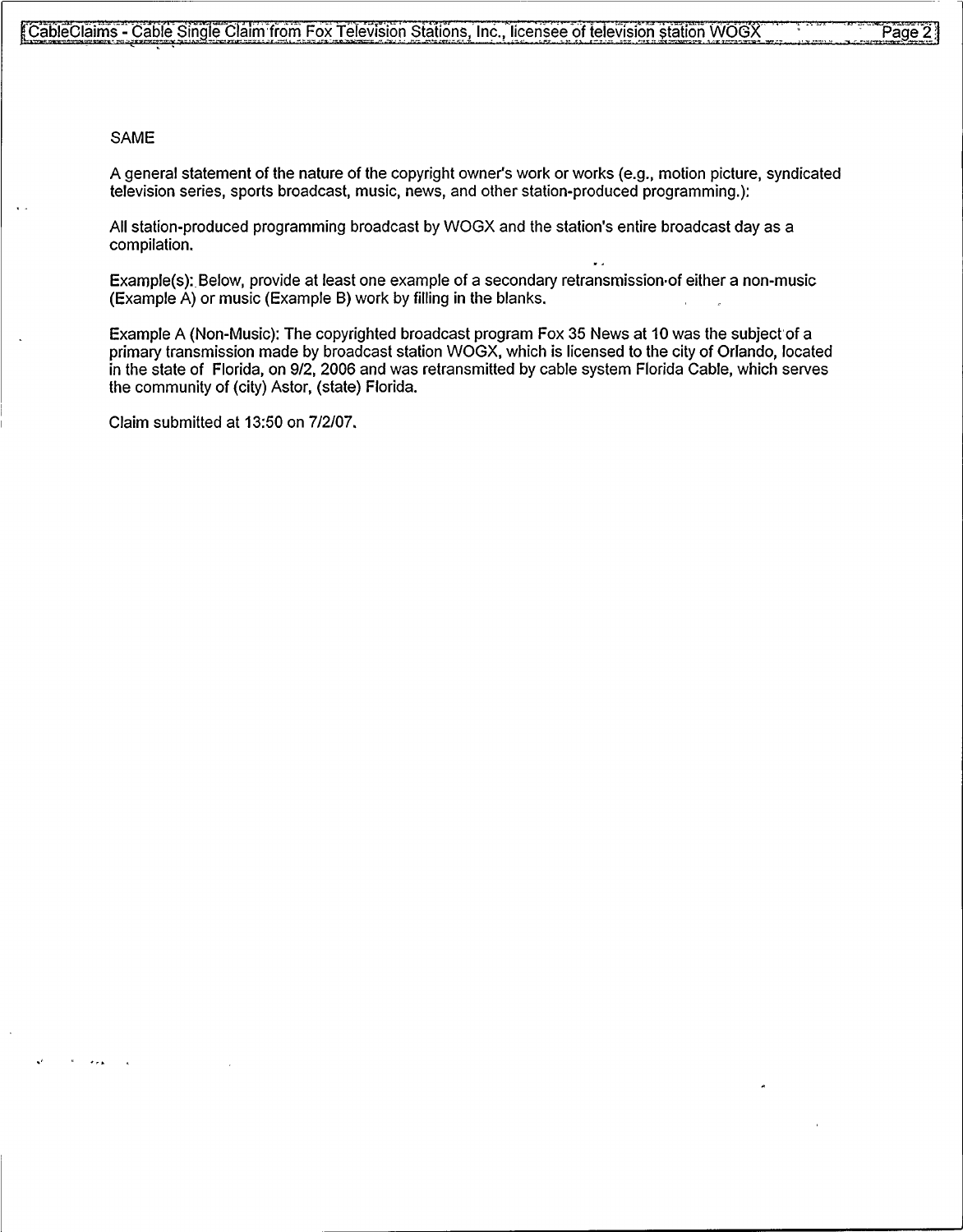SAME

A general statement of the nature of the copyright owner's work or works (e.g., motion picture, syndicated television series, sports broadcast, music, news, and other station-produced programming.):

All station-produced programming broadcast by WOGX and the station's entire broadcast day as a compilation.

Example(s): Below, provide at least one example of a secondary retransmission of either a non-music (Example A) or music (Example B) work by filling in the blanks.

Example A (Non-Music): The copyrighted broadcast program Fox 35 News at 10 was the subject of a primary transmission made by broadcast station WOGX, which is licensed to the city of Orlando, located in the state of Florida, on 9/2, 2006 and was retransmitted by cable system Florida Cable, which serves the community of (city) Astor, (state) Florida.

Claim submitted at 13:50 on 7/2/07.